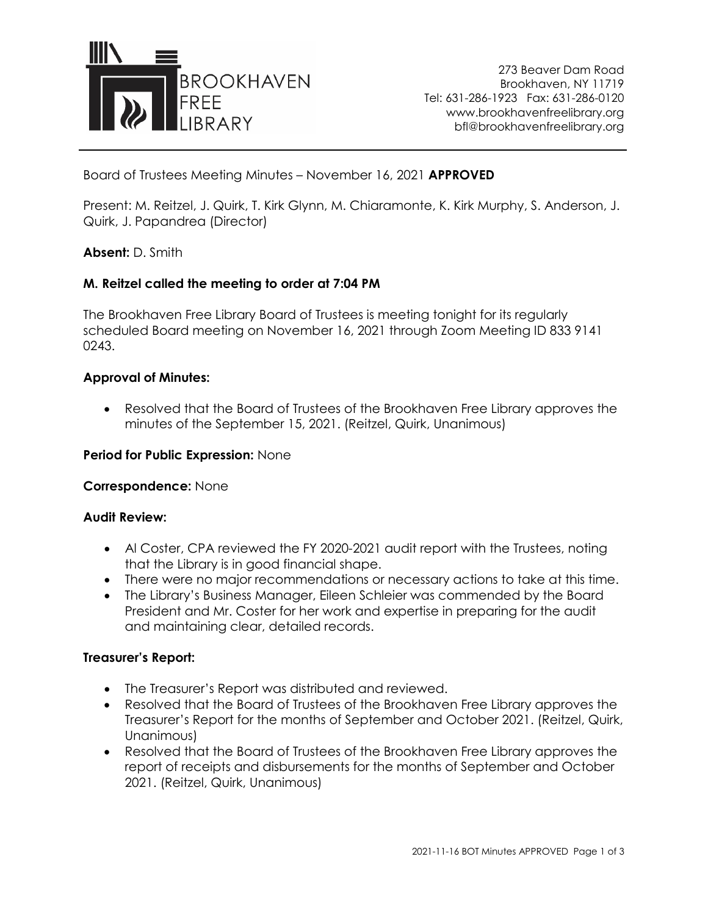BROOKHAVEN FREE LIBRARY

273 Beaver Dam Road
Brookhaven, NY 11719
Tel: 631-286-1923 Fax: 631-286-0120
www.brookhavenfreelibrary.org
bfl@brookhavenfreelibrary.org

Board of Trustees Meeting Minutes – November 16, 2021 **APPROVED**

Present: M. Reitzel, J. Quirk, T. Kirk Glynn, M. Chiaramonte, K. Kirk Murphy, S. Anderson, J. Quirk, J. Papandrea (Director)

**Absent:** D. Smith

**M. Reitzel called the meeting to order at 7:04 PM**

The Brookhaven Free Library Board of Trustees is meeting tonight for its regularly scheduled Board meeting on November 16, 2021 through Zoom Meeting ID 833 9141 0243.

**Approval of Minutes:**

- Resolved that the Board of Trustees of the Brookhaven Free Library approves the minutes of the September 15, 2021. (Reitzel, Quirk, Unanimous)

**Period for Public Expression:** None

**Correspondence:** None

**Audit Review:**

- Al Coster, CPA reviewed the FY 2020-2021 audit report with the Trustees, noting that the Library is in good financial shape.
- There were no major recommendations or necessary actions to take at this time.
- The Library's Business Manager, Eileen Schleier was commended by the Board President and Mr. Coster for her work and expertise in preparing for the audit and maintaining clear, detailed records.

**Treasurer's Report:**

- The Treasurer's Report was distributed and reviewed.
- Resolved that the Board of Trustees of the Brookhaven Free Library approves the Treasurer's Report for the months of September and October 2021. (Reitzel, Quirk, Unanimous)
- Resolved that the Board of Trustees of the Brookhaven Free Library approves the report of receipts and disbursements for the months of September and October 2021. (Reitzel, Quirk, Unanimous)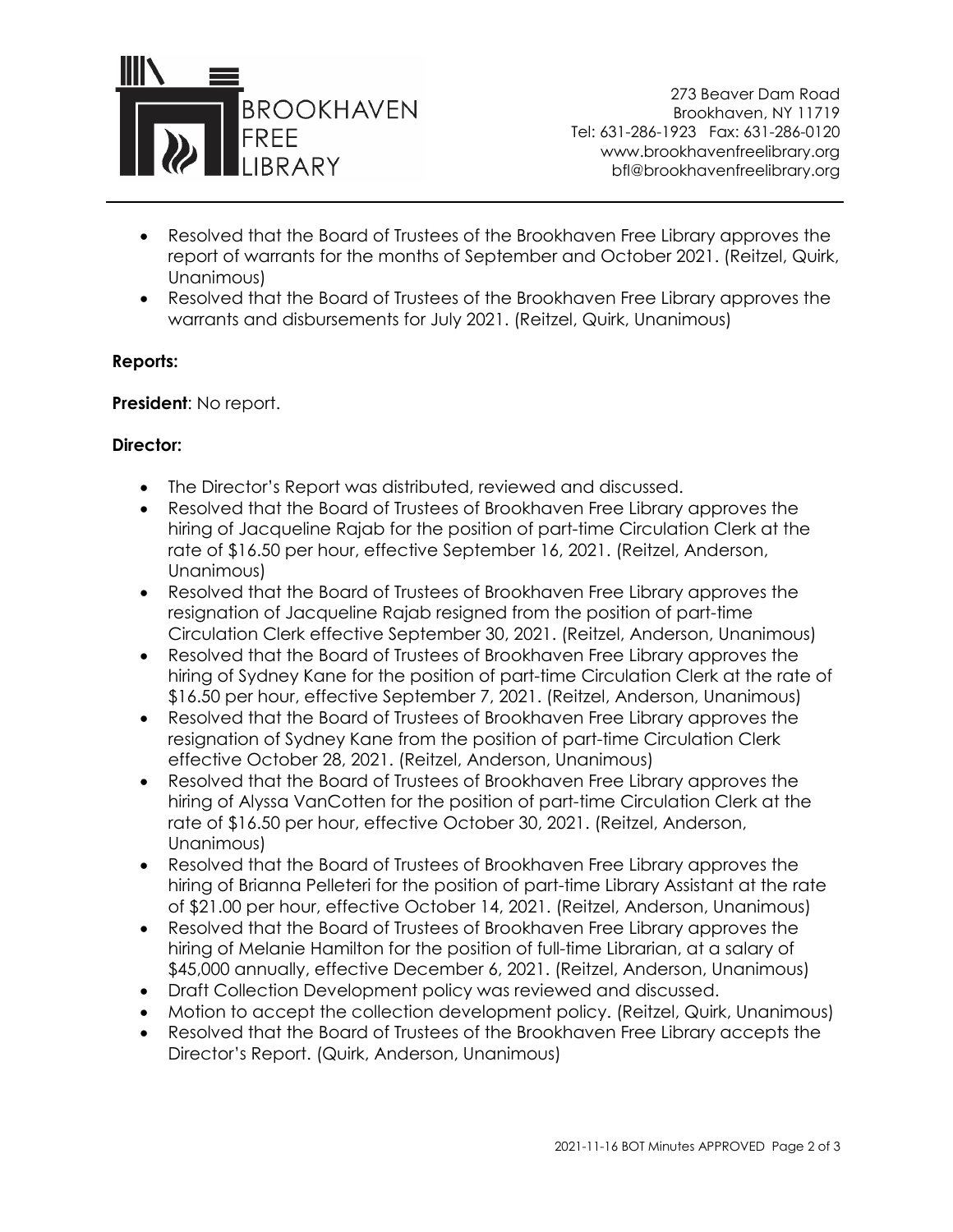- Resolved that the Board of Trustees of the Brookhaven Free Library approves the report of warrants for the months of September and October 2021. (Reitzel, Quirk, Unanimous)
- Resolved that the Board of Trustees of the Brookhaven Free Library approves the warrants and disbursements for July 2021. (Reitzel, Quirk, Unanimous)

**Reports:**

**President**: No report.

**Director:**

- The Director's Report was distributed, reviewed and discussed.
- Resolved that the Board of Trustees of Brookhaven Free Library approves the hiring of Jacqueline Rajab for the position of part-time Circulation Clerk at the rate of $16.50 per hour, effective September 16, 2021. (Reitzel, Anderson, Unanimous)
- Resolved that the Board of Trustees of Brookhaven Free Library approves the resignation of Jacqueline Rajab resigned from the position of part-time Circulation Clerk effective September 30, 2021. (Reitzel, Anderson, Unanimous)
- Resolved that the Board of Trustees of Brookhaven Free Library approves the hiring of Sydney Kane for the position of part-time Circulation Clerk at the rate of $16.50 per hour, effective September 7, 2021. (Reitzel, Anderson, Unanimous)
- Resolved that the Board of Trustees of Brookhaven Free Library approves the resignation of Sydney Kane from the position of part-time Circulation Clerk effective October 28, 2021. (Reitzel, Anderson, Unanimous)
- Resolved that the Board of Trustees of Brookhaven Free Library approves the hiring of Alyssa VanCotten for the position of part-time Circulation Clerk at the rate of $16.50 per hour, effective October 30, 2021. (Reitzel, Anderson, Unanimous)
- Resolved that the Board of Trustees of Brookhaven Free Library approves the hiring of Brianna Pelleteri for the position of part-time Library Assistant at the rate of $21.00 per hour, effective October 14, 2021. (Reitzel, Anderson, Unanimous)
- Resolved that the Board of Trustees of Brookhaven Free Library approves the hiring of Melanie Hamilton for the position of full-time Librarian, at a salary of $45,000 annually, effective December 6, 2021. (Reitzel, Anderson, Unanimous)
- Draft Collection Development policy was reviewed and discussed.
- Motion to accept the collection development policy. (Reitzel, Quirk, Unanimous)
- Resolved that the Board of Trustees of the Brookhaven Free Library accepts the Director's Report. (Quirk, Anderson, Unanimous)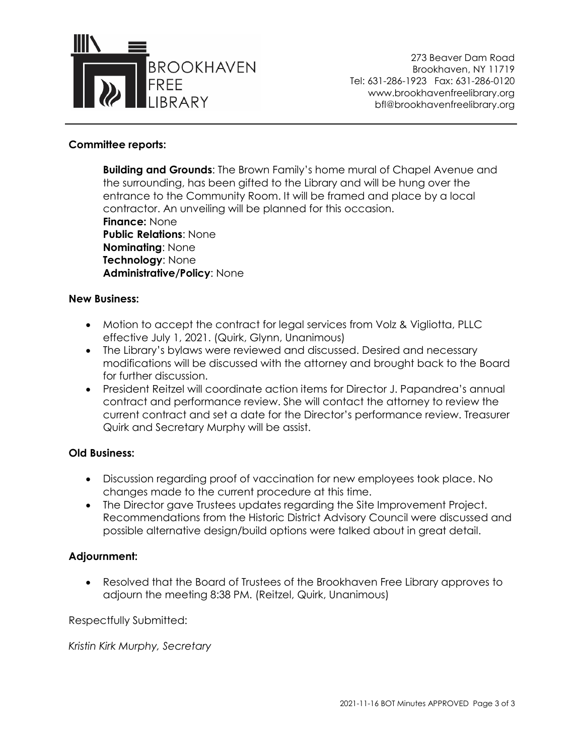**Committee reports:**

> **Building and Grounds**: The Brown Family's home mural of Chapel Avenue and the surrounding, has been gifted to the Library and will be hung over the entrance to the Community Room. It will be framed and place by a local contractor. An unveiling will be planned for this occasion.
> **Finance:** None
> **Public Relations**: None
> **Nominating**: None
> **Technology**: None
> **Administrative/Policy**: None

**New Business:**

- Motion to accept the contract for legal services from Volz & Vigliotta, PLLC effective July 1, 2021. (Quirk, Glynn, Unanimous)
- The Library's bylaws were reviewed and discussed. Desired and necessary modifications will be discussed with the attorney and brought back to the Board for further discussion.
- President Reitzel will coordinate action items for Director J. Papandrea's annual contract and performance review. She will contact the attorney to review the current contract and set a date for the Director's performance review. Treasurer Quirk and Secretary Murphy will be assist.

**Old Business:**

- Discussion regarding proof of vaccination for new employees took place. No changes made to the current procedure at this time.
- The Director gave Trustees updates regarding the Site Improvement Project. Recommendations from the Historic District Advisory Council were discussed and possible alternative design/build options were talked about in great detail.

**Adjournment:**

- Resolved that the Board of Trustees of the Brookhaven Free Library approves to adjourn the meeting 8:38 PM. (Reitzel, Quirk, Unanimous)

Respectfully Submitted:

*Kristin Kirk Murphy, Secretary*